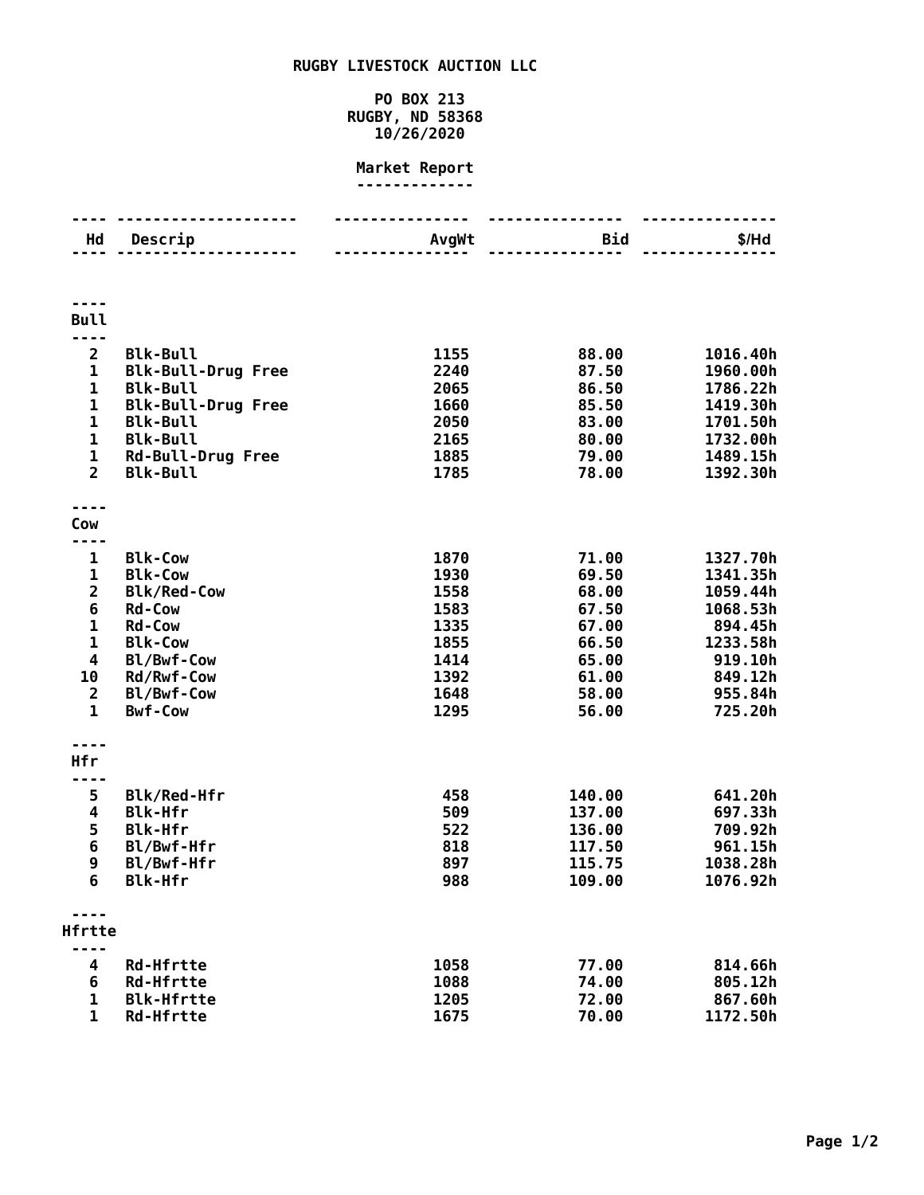# RUGBY LIVESTOCK AUCTION LLC

PO BOX 213
RUGBY, ND 58368
10/26/2020

## Market Report

| Hd | Descrip | AvgWt | Bid | $/Hd |
|---|---|---|---|---|
| **Bull** | | | | |
| 2 | Blk-Bull | 1155 | 88.00 | 1016.40h |
| 1 | Blk-Bull-Drug Free | 2240 | 87.50 | 1960.00h |
| 1 | Blk-Bull | 2065 | 86.50 | 1786.22h |
| 1 | Blk-Bull-Drug Free | 1660 | 85.50 | 1419.30h |
| 1 | Blk-Bull | 2050 | 83.00 | 1701.50h |
| 1 | Blk-Bull | 2165 | 80.00 | 1732.00h |
| 1 | Rd-Bull-Drug Free | 1885 | 79.00 | 1489.15h |
| 2 | Blk-Bull | 1785 | 78.00 | 1392.30h |
| **Cow** | | | | |
| 1 | Blk-Cow | 1870 | 71.00 | 1327.70h |
| 1 | Blk-Cow | 1930 | 69.50 | 1341.35h |
| 2 | Blk/Red-Cow | 1558 | 68.00 | 1059.44h |
| 6 | Rd-Cow | 1583 | 67.50 | 1068.53h |
| 1 | Rd-Cow | 1335 | 67.00 | 894.45h |
| 1 | Blk-Cow | 1855 | 66.50 | 1233.58h |
| 4 | Bl/Bwf-Cow | 1414 | 65.00 | 919.10h |
| 10 | Rd/Rwf-Cow | 1392 | 61.00 | 849.12h |
| 2 | Bl/Bwf-Cow | 1648 | 58.00 | 955.84h |
| 1 | Bwf-Cow | 1295 | 56.00 | 725.20h |
| **Hfr** | | | | |
| 5 | Blk/Red-Hfr | 458 | 140.00 | 641.20h |
| 4 | Blk-Hfr | 509 | 137.00 | 697.33h |
| 5 | Blk-Hfr | 522 | 136.00 | 709.92h |
| 6 | Bl/Bwf-Hfr | 818 | 117.50 | 961.15h |
| 9 | Bl/Bwf-Hfr | 897 | 115.75 | 1038.28h |
| 6 | Blk-Hfr | 988 | 109.00 | 1076.92h |
| **Hfrtte** | | | | |
| 4 | Rd-Hfrtte | 1058 | 77.00 | 814.66h |
| 6 | Rd-Hfrtte | 1088 | 74.00 | 805.12h |
| 1 | Blk-Hfrtte | 1205 | 72.00 | 867.60h |
| 1 | Rd-Hfrtte | 1675 | 70.00 | 1172.50h |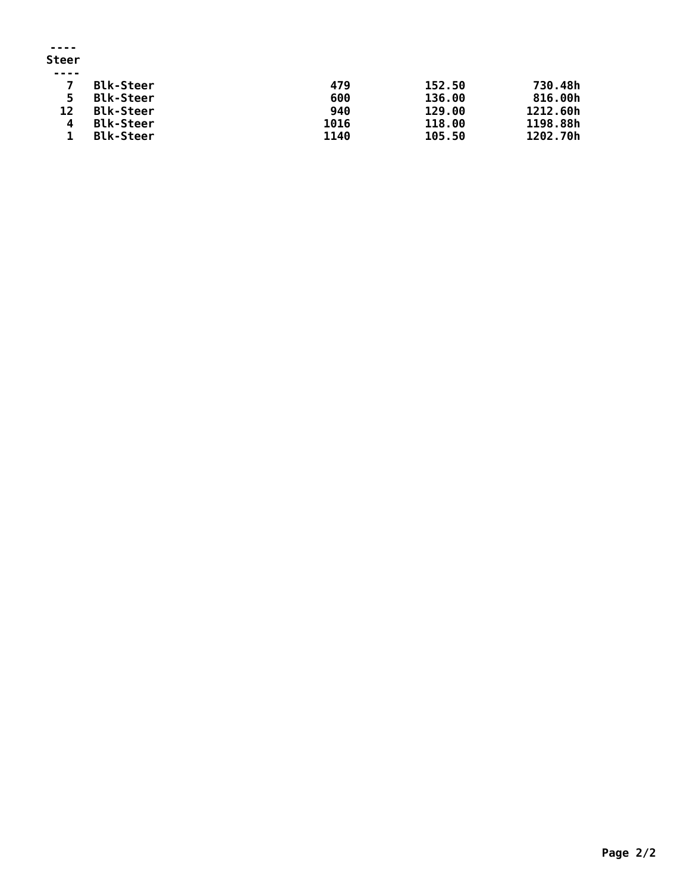----
Steer
----

| | | | | |
|---|---|---|---|---|
| 7 | Blk-Steer | 479 | 152.50 | 730.48h |
| 5 | Blk-Steer | 600 | 136.00 | 816.00h |
| 12 | Blk-Steer | 940 | 129.00 | 1212.60h |
| 4 | Blk-Steer | 1016 | 118.00 | 1198.88h |
| 1 | Blk-Steer | 1140 | 105.50 | 1202.70h |